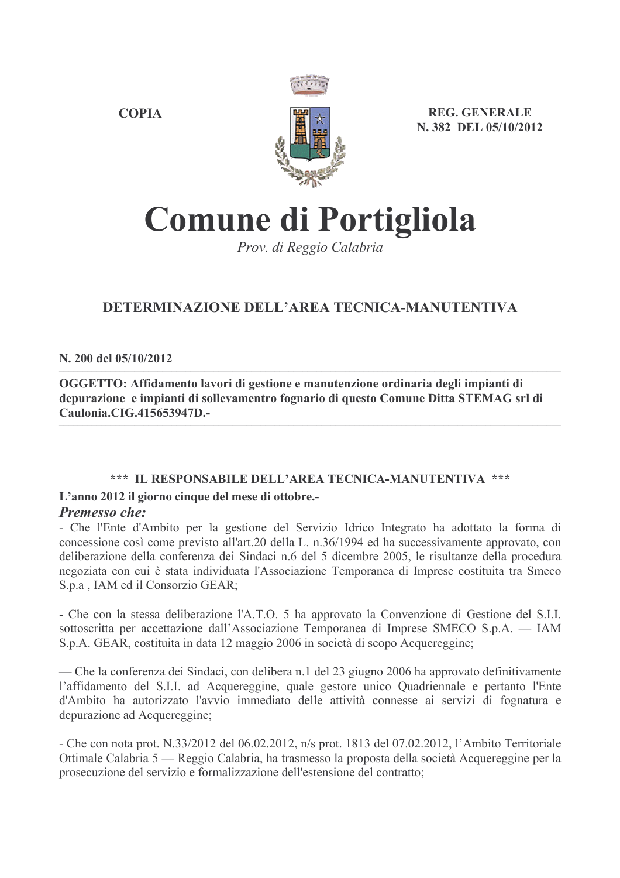**COPIA**

**REG. GENERALE N. 382 DEL 05/10/2012**

# Comune di Portigliola

*Prov. di Reggio Calabria*

## DETERMINAZIONE DELL'AREA TECNICA-MANUTENTIVA

**N. 200 del 05/10/2012**

---

**OGGETTO: Affidamento lavori di gestione e manutenzione ordinaria degli impianti di depurazione e impianti di sollevamentro fognario di questo Comune Ditta STEMAG srl di Caulonia.CIG.415653947D.-**

---

**\*\*\* IL RESPONSABILE DELL'AREA TECNICA-MANUTENTIVA \*\*\***

**L'anno 2012 il giorno cinque del mese di ottobre.-**

***Premesso che:***

- Che l'Ente d'Ambito per la gestione del Servizio Idrico Integrato ha adottato la forma di concessione così come previsto all'art.20 della L. n.36/1994 ed ha successivamente approvato, con deliberazione della conferenza dei Sindaci n.6 del 5 dicembre 2005, le risultanze della procedura negoziata con cui è stata individuata l'Associazione Temporanea di Imprese costituita tra Smeco S.p.a , IAM ed il Consorzio GEAR;

- Che con la stessa deliberazione l'A.T.O. 5 ha approvato la Convenzione di Gestione del S.I.I. sottoscritta per accettazione dall'Associazione Temporanea di Imprese SMECO S.p.A. — IAM S.p.A. GEAR, costituita in data 12 maggio 2006 in società di scopo Acquereggine;

— Che la conferenza dei Sindaci, con delibera n.1 del 23 giugno 2006 ha approvato definitivamente l'affidamento del S.I.I. ad Acquereggine, quale gestore unico Quadriennale e pertanto l'Ente d'Ambito ha autorizzato l'avvio immediato delle attività connesse ai servizi di fognatura e depurazione ad Acquereggine;

- Che con nota prot. N.33/2012 del 06.02.2012, n/s prot. 1813 del 07.02.2012, l'Ambito Territoriale Ottimale Calabria 5 — Reggio Calabria, ha trasmesso la proposta della società Acquereggine per la prosecuzione del servizio e formalizzazione dell'estensione del contratto;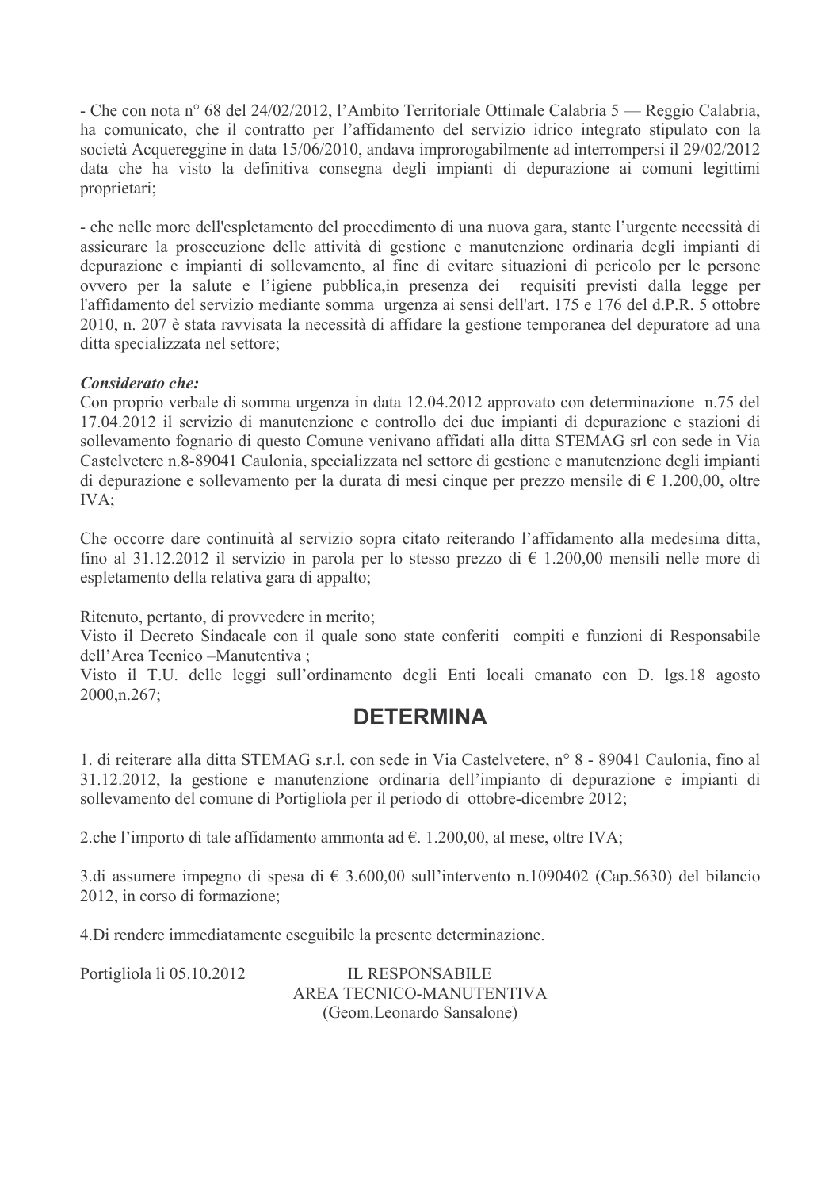- Che con nota n° 68 del 24/02/2012, l'Ambito Territoriale Ottimale Calabria 5 — Reggio Calabria, ha comunicato, che il contratto per l'affidamento del servizio idrico integrato stipulato con la società Acquereggine in data 15/06/2010, andava improrogabilmente ad interrompersi il 29/02/2012 data che ha visto la definitiva consegna degli impianti di depurazione ai comuni legittimi proprietari;

- che nelle more dell'espletamento del procedimento di una nuova gara, stante l'urgente necessità di assicurare la prosecuzione delle attività di gestione e manutenzione ordinaria degli impianti di depurazione e impianti di sollevamento, al fine di evitare situazioni di pericolo per le persone ovvero per la salute e l'igiene pubblica,in presenza dei requisiti previsti dalla legge per l'affidamento del servizio mediante somma urgenza ai sensi dell'art. 175 e 176 del d.P.R. 5 ottobre 2010, n. 207 è stata ravvisata la necessità di affidare la gestione temporanea del depuratore ad una ditta specializzata nel settore;

***Considerato che:***
Con proprio verbale di somma urgenza in data 12.04.2012 approvato con determinazione n.75 del 17.04.2012 il servizio di manutenzione e controllo dei due impianti di depurazione e stazioni di sollevamento fognario di questo Comune venivano affidati alla ditta STEMAG srl con sede in Via Castelvetere n.8-89041 Caulonia, specializzata nel settore di gestione e manutenzione degli impianti di depurazione e sollevamento per la durata di mesi cinque per prezzo mensile di € 1.200,00, oltre IVA;

Che occorre dare continuità al servizio sopra citato reiterando l'affidamento alla medesima ditta, fino al 31.12.2012 il servizio in parola per lo stesso prezzo di € 1.200,00 mensili nelle more di espletamento della relativa gara di appalto;

Ritenuto, pertanto, di provvedere in merito;
Visto il Decreto Sindacale con il quale sono state conferiti compiti e funzioni di Responsabile dell'Area Tecnico –Manutentiva ;
Visto il T.U. delle leggi sull'ordinamento degli Enti locali emanato con D. lgs.18 agosto 2000,n.267;

## DETERMINA

1. di reiterare alla ditta STEMAG s.r.l. con sede in Via Castelvetere, n° 8 - 89041 Caulonia, fino al 31.12.2012, la gestione e manutenzione ordinaria dell'impianto di depurazione e impianti di sollevamento del comune di Portigliola per il periodo di ottobre-dicembre 2012;

2.che l'importo di tale affidamento ammonta ad €. 1.200,00, al mese, oltre IVA;

3.di assumere impegno di spesa di € 3.600,00 sull'intervento n.1090402 (Cap.5630) del bilancio 2012, in corso di formazione;

4.Di rendere immediatamente eseguibile la presente determinazione.

Portigliola li 05.10.2012

IL RESPONSABILE
AREA TECNICO-MANUTENTIVA
(Geom.Leonardo Sansalone)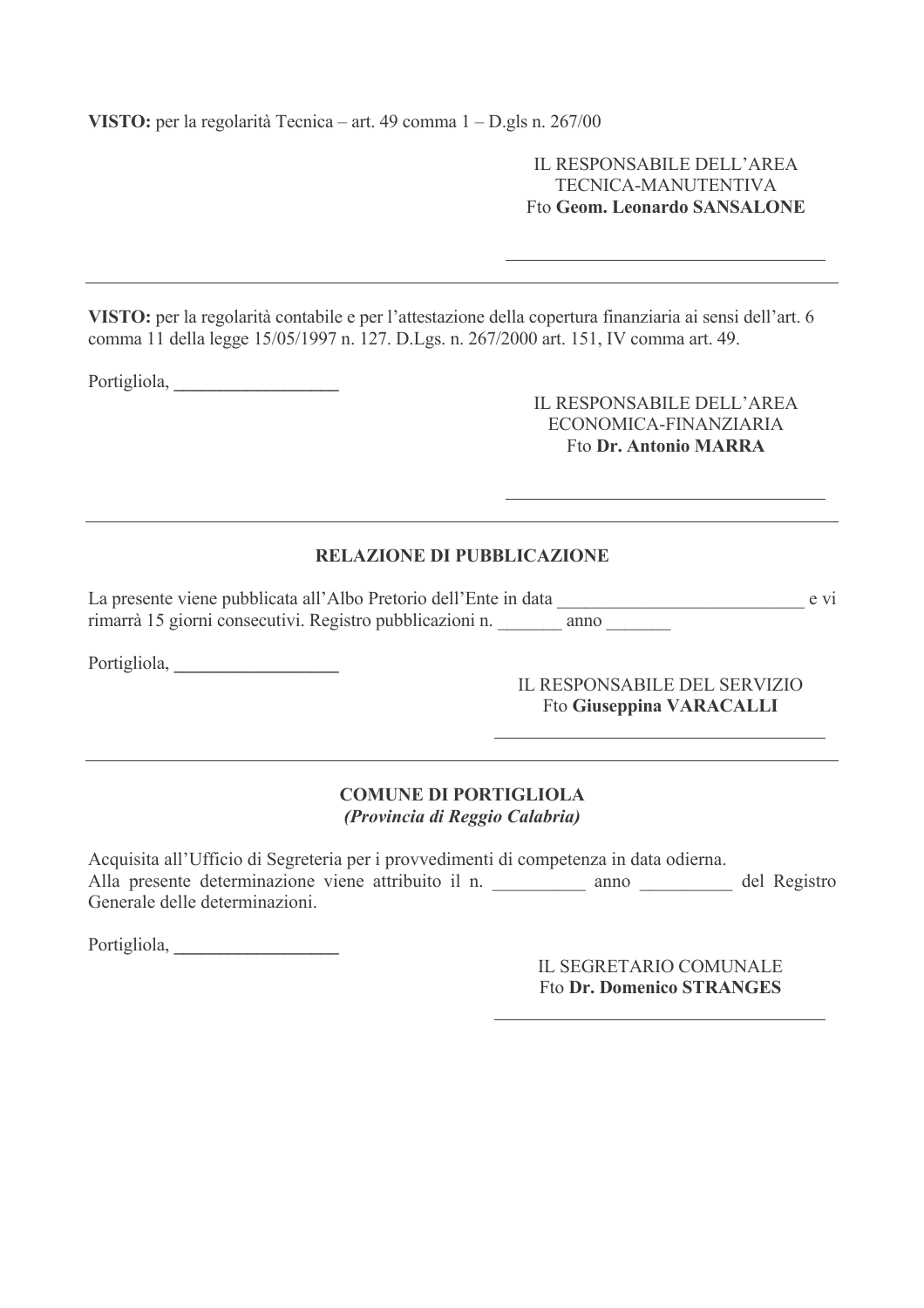**VISTO:** per la regolarità Tecnica – art. 49 comma 1 – D.gls n. 267/00

IL RESPONSABILE DELL'AREA
TECNICA-MANUTENTIVA
Fto **Geom. Leonardo SANSALONE**

___________________________________

---

**VISTO:** per la regolarità contabile e per l'attestazione della copertura finanziaria ai sensi dell'art. 6 comma 11 della legge 15/05/1997 n. 127. D.Lgs. n. 267/2000 art. 151, IV comma art. 49.

Portigliola, __________________

IL RESPONSABILE DELL'AREA
ECONOMICA-FINANZIARIA
Fto **Dr. Antonio MARRA**

___________________________________

---

**RELAZIONE DI PUBBLICAZIONE**

La presente viene pubblicata all'Albo Pretorio dell'Ente in data ___________________________ e vi rimarrà 15 giorni consecutivi. Registro pubblicazioni n. _______ anno _______

Portigliola, __________________

IL RESPONSABILE DEL SERVIZIO
Fto **Giuseppina VARACALLI**

___________________________________

---

**COMUNE DI PORTIGLIOLA**
***(Provincia di Reggio Calabria)***

Acquisita all'Ufficio di Segreteria per i provvedimenti di competenza in data odierna.
Alla presente determinazione viene attribuito il n. __________ anno __________ del Registro Generale delle determinazioni.

Portigliola, __________________

IL SEGRETARIO COMUNALE
Fto **Dr. Domenico STRANGES**

___________________________________